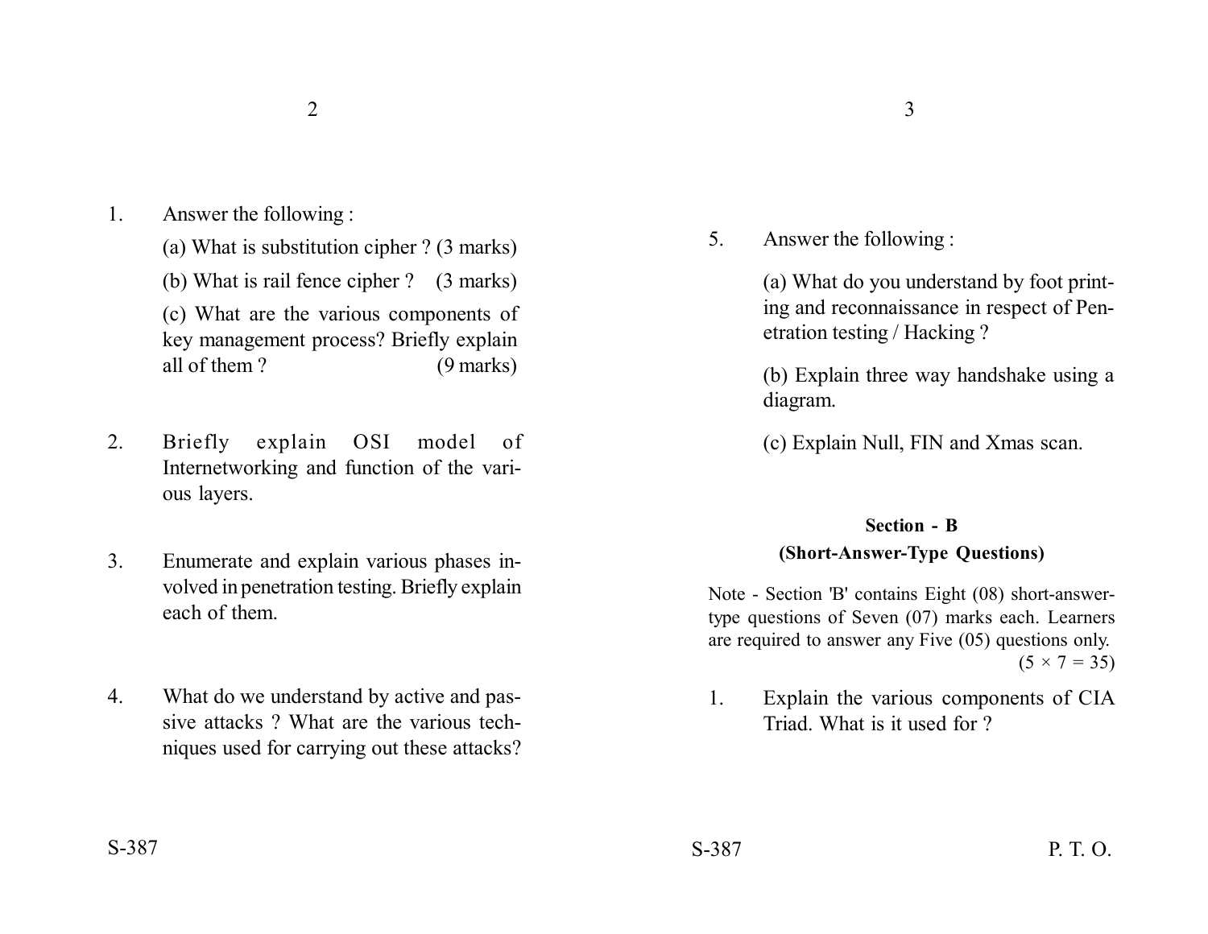1. Answer the following :

   (a) What is substitution cipher ? (3 marks)

   (b) What is rail fence cipher ? (3 marks)

   (c) What are the various components of key management process? Briefly explain all of them ? (9 marks)

2. Briefly explain OSI model of Internetworking and function of the various layers.

3. Enumerate and explain various phases involved in penetration testing. Briefly explain each of them.

4. What do we understand by active and passive attacks ? What are the various techniques used for carrying out these attacks?

5. Answer the following :

   (a) What do you understand by foot printing and reconnaissance in respect of Penetration testing / Hacking ?

   (b) Explain three way handshake using a diagram.

   (c) Explain Null, FIN and Xmas scan.

## Section - B

### (Short-Answer-Type Questions)

Note - Section 'B' contains Eight (08) short-answer-type questions of Seven (07) marks each. Learners are required to answer any Five (05) questions only. (5 × 7 = 35)

1. Explain the various components of CIA Triad. What is it used for ?

S-387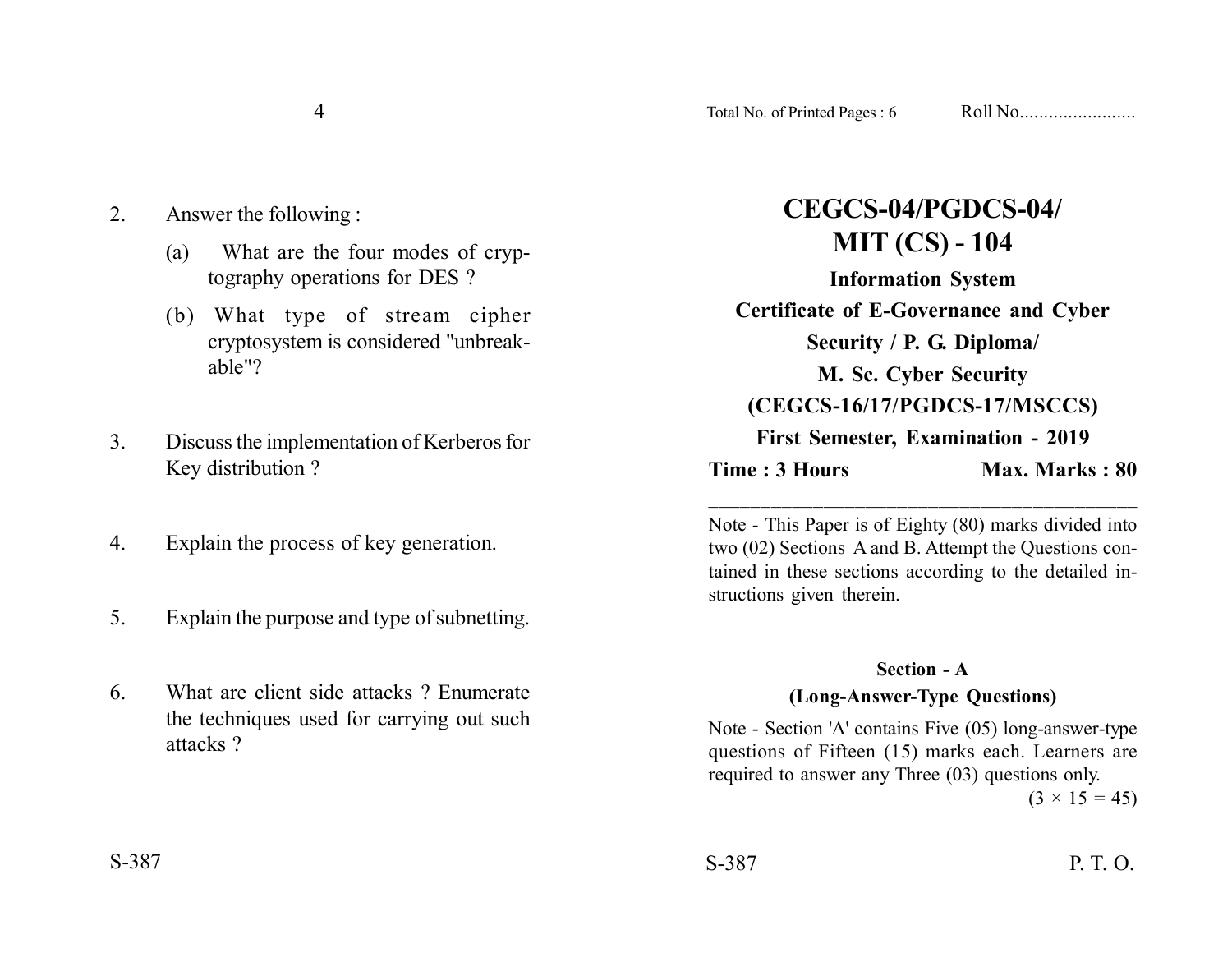2. Answer the following :

   (a) What are the four modes of cryptography operations for DES ?

   (b) What type of stream cipher cryptosystem is considered "unbreakable"?

3. Discuss the implementation of Kerberos for Key distribution ?

4. Explain the process of key generation.

5. Explain the purpose and type of subnetting.

6. What are client side attacks ? Enumerate the techniques used for carrying out such attacks ?

S-387

# CEGCS-04/PGDCS-04/ MIT (CS) - 104

**Information System**

**Certificate of E-Governance and Cyber Security / P. G. Diploma/ M. Sc. Cyber Security (CEGCS-16/17/PGDCS-17/MSCCS)**

**First Semester, Examination - 2019**

**Time : 3 Hours** **Max. Marks : 80**

Note - This Paper is of Eighty (80) marks divided into two (02) Sections A and B. Attempt the Questions contained in these sections according to the detailed instructions given therein.

## Section - A

### (Long-Answer-Type Questions)

Note - Section 'A' contains Five (05) long-answer-type questions of Fifteen (15) marks each. Learners are required to answer any Three (03) questions only.

$(3 \times 15 = 45)$

S-387 P. T. O.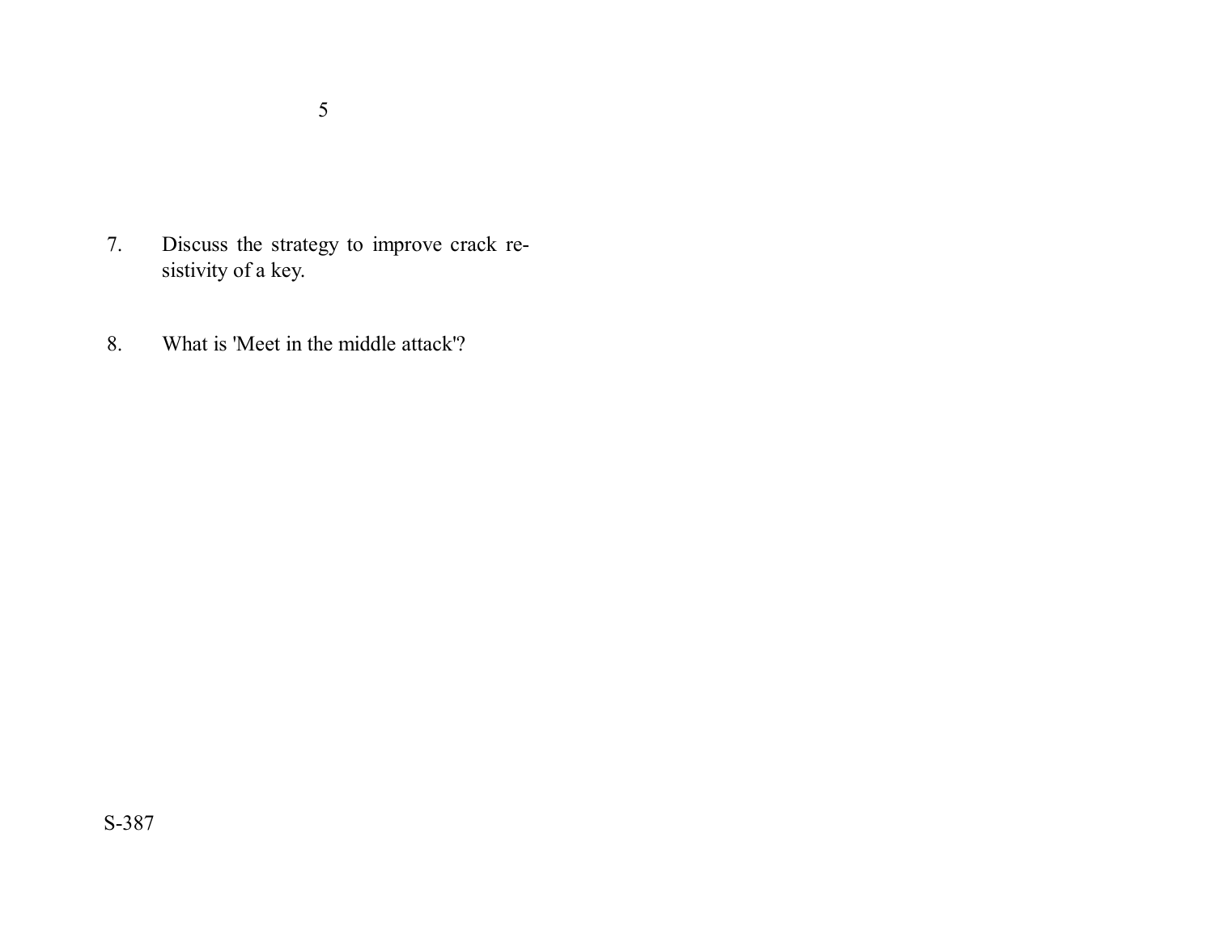7. Discuss the strategy to improve crack resistivity of a key.

8. What is 'Meet in the middle attack'?

S-387